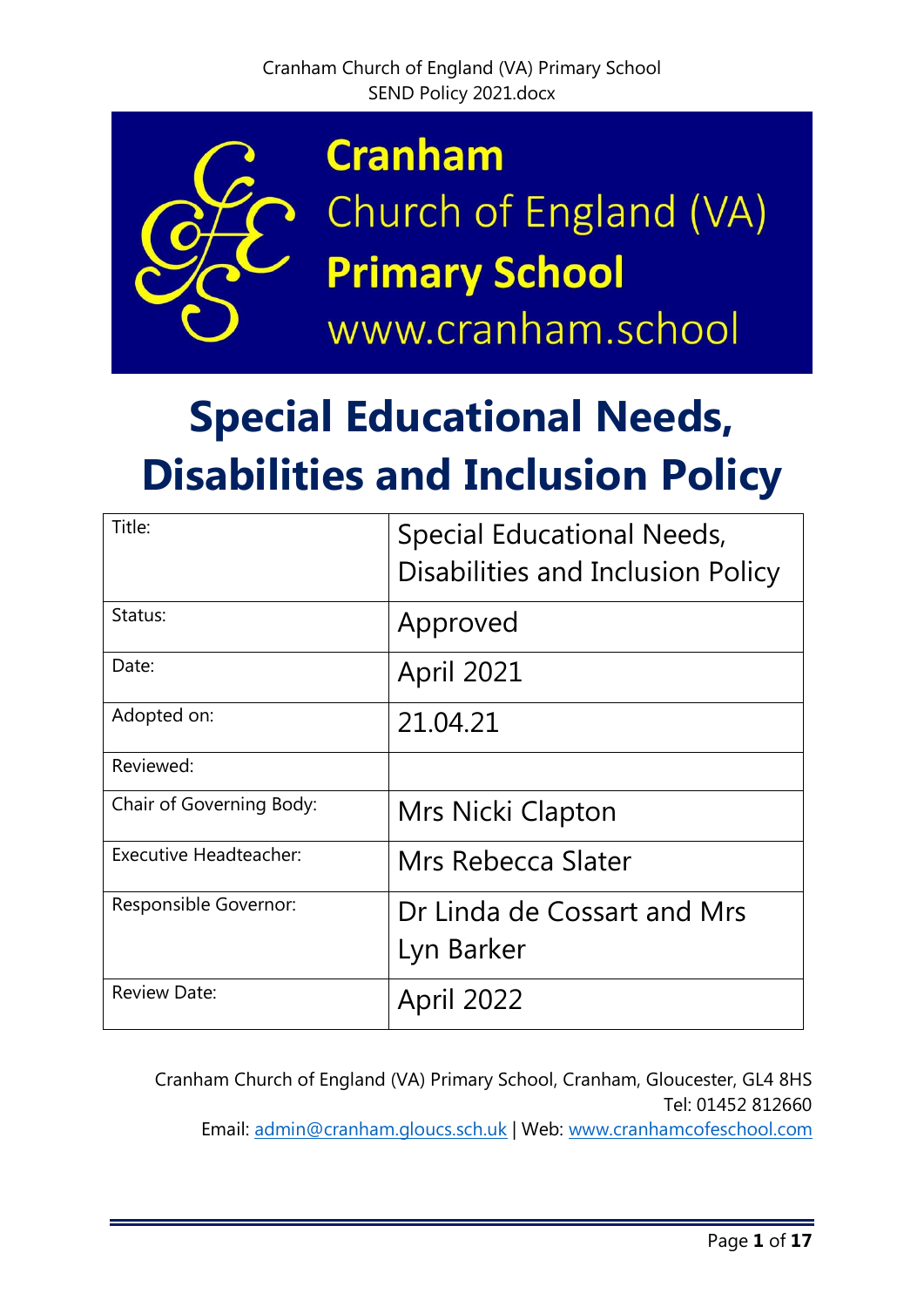Cranham Church of England (VA) Primary School
SEND Policy 2021.docx

**Cranham**
Church of England (VA)
**Primary School**
www.cranham.school

# Special Educational Needs, Disabilities and Inclusion Policy

| Title: | Special Educational Needs, Disabilities and Inclusion Policy |
|---|---|
| Status: | Approved |
| Date: | April 2021 |
| Adopted on: | 21.04.21 |
| Reviewed: | |
| Chair of Governing Body: | Mrs Nicki Clapton |
| Executive Headteacher: | Mrs Rebecca Slater |
| Responsible Governor: | Dr Linda de Cossart and Mrs Lyn Barker |
| Review Date: | April 2022 |

Cranham Church of England (VA) Primary School, Cranham, Gloucester, GL4 8HS
Tel: 01452 812660
Email: admin@cranham.gloucs.sch.uk | Web: www.cranhamcofeschool.com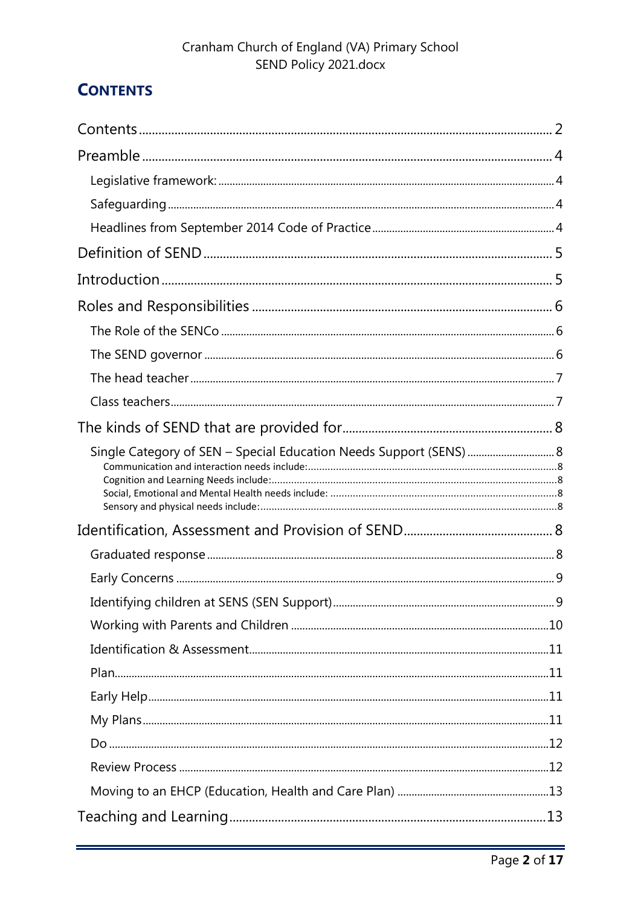## CONTENTS

- Contents ..... 2
- Preamble ..... 4
  - Legislative framework: ..... 4
  - Safeguarding ..... 4
  - Headlines from September 2014 Code of Practice ..... 4
- Definition of SEND ..... 5
- Introduction ..... 5
- Roles and Responsibilities ..... 6
  - The Role of the SENCo ..... 6
  - The SEND governor ..... 6
  - The head teacher ..... 7
  - Class teachers ..... 7
- The kinds of SEND that are provided for ..... 8
  - Single Category of SEN – Special Education Needs Support (SENS) ..... 8
    - Communication and interaction needs include: ..... 8
    - Cognition and Learning Needs include: ..... 8
    - Social, Emotional and Mental Health needs include: ..... 8
    - Sensory and physical needs include: ..... 8
- Identification, Assessment and Provision of SEND ..... 8
  - Graduated response ..... 8
  - Early Concerns ..... 9
  - Identifying children at SENS (SEN Support) ..... 9
  - Working with Parents and Children ..... 10
  - Identification & Assessment ..... 11
  - Plan ..... 11
  - Early Help ..... 11
  - My Plans ..... 11
  - Do ..... 12
  - Review Process ..... 12
  - Moving to an EHCP (Education, Health and Care Plan) ..... 13
- Teaching and Learning ..... 13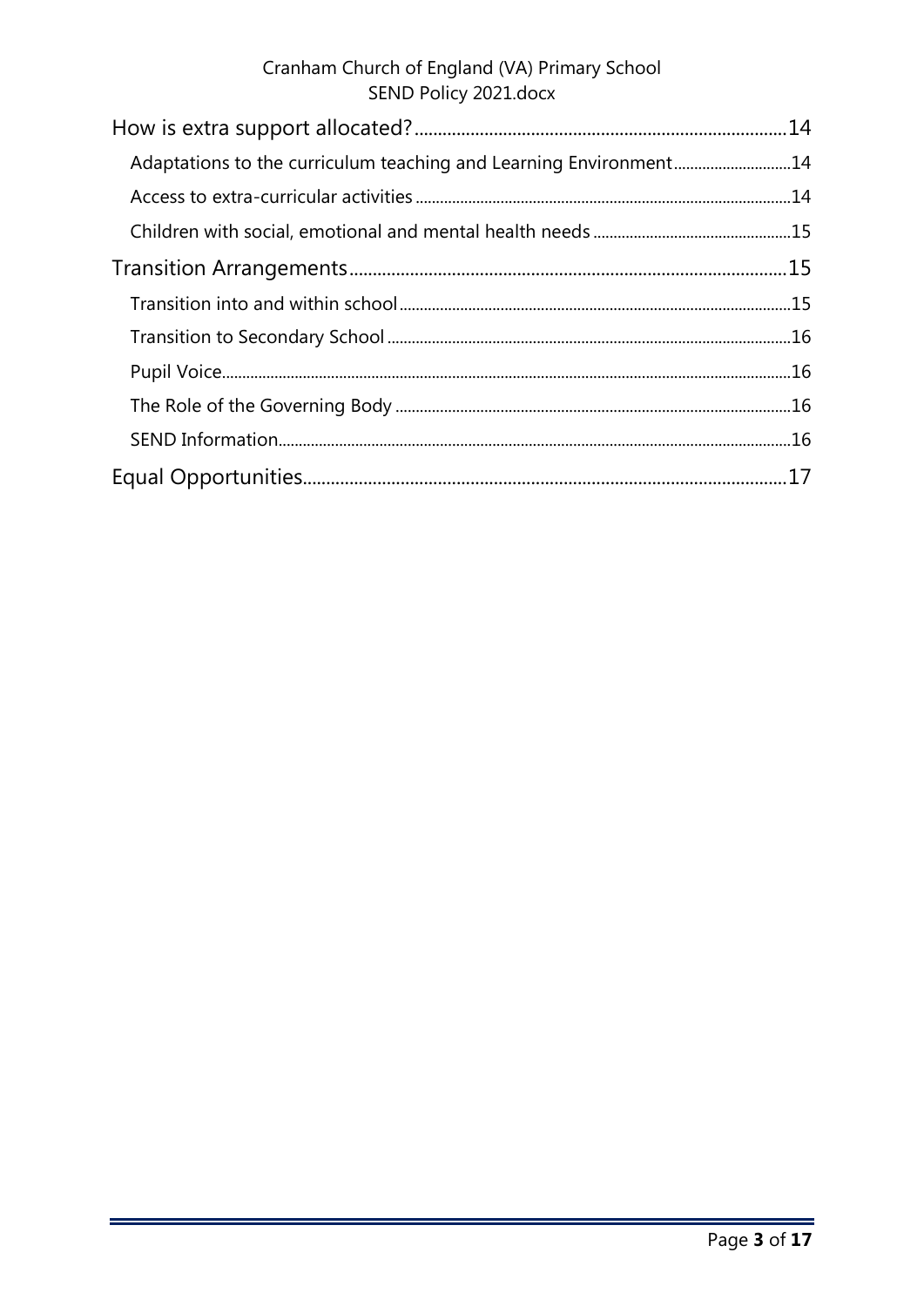- How is extra support allocated? ........ 14
  - Adaptations to the curriculum teaching and Learning Environment ........ 14
  - Access to extra-curricular activities ........ 14
  - Children with social, emotional and mental health needs ........ 15
- Transition Arrangements ........ 15
  - Transition into and within school ........ 15
  - Transition to Secondary School ........ 16
  - Pupil Voice ........ 16
  - The Role of the Governing Body ........ 16
  - SEND Information ........ 16
- Equal Opportunities ........ 17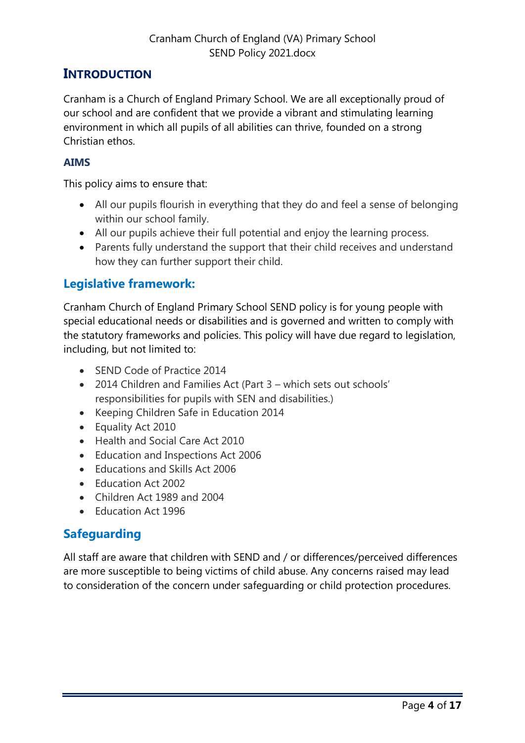## INTRODUCTION

Cranham is a Church of England Primary School. We are all exceptionally proud of our school and are confident that we provide a vibrant and stimulating learning environment in which all pupils of all abilities can thrive, founded on a strong Christian ethos.

### AIMS

This policy aims to ensure that:

- All our pupils flourish in everything that they do and feel a sense of belonging within our school family.
- All our pupils achieve their full potential and enjoy the learning process.
- Parents fully understand the support that their child receives and understand how they can further support their child.

## Legislative framework:

Cranham Church of England Primary School SEND policy is for young people with special educational needs or disabilities and is governed and written to comply with the statutory frameworks and policies. This policy will have due regard to legislation, including, but not limited to:

- SEND Code of Practice 2014
- 2014 Children and Families Act (Part 3 – which sets out schools' responsibilities for pupils with SEN and disabilities.)
- Keeping Children Safe in Education 2014
- Equality Act 2010
- Health and Social Care Act 2010
- Education and Inspections Act 2006
- Educations and Skills Act 2006
- Education Act 2002
- Children Act 1989 and 2004
- Education Act 1996

## Safeguarding

All staff are aware that children with SEND and / or differences/perceived differences are more susceptible to being victims of child abuse. Any concerns raised may lead to consideration of the concern under safeguarding or child protection procedures.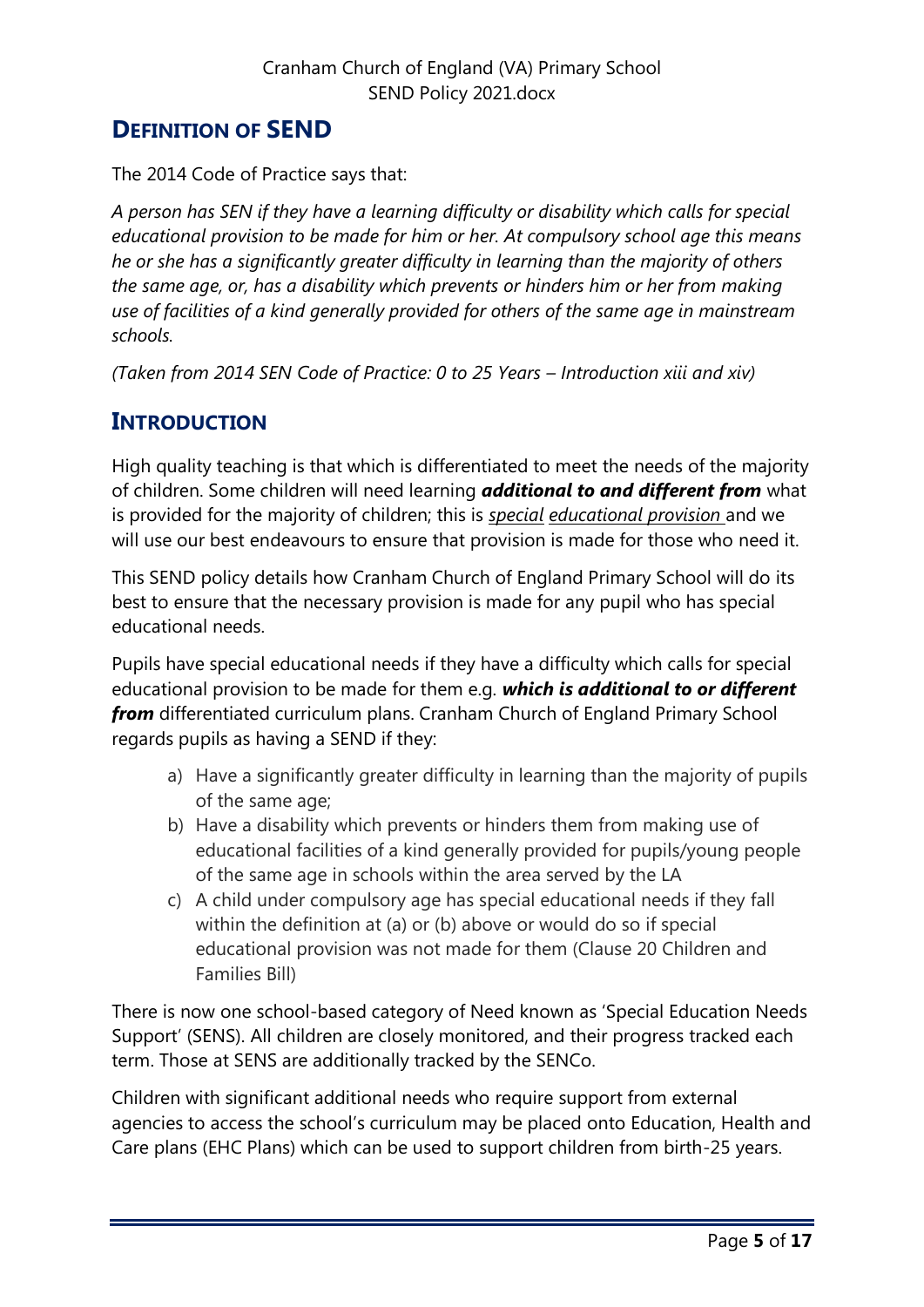## DEFINITION OF SEND

The 2014 Code of Practice says that:

*A person has SEN if they have a learning difficulty or disability which calls for special educational provision to be made for him or her. At compulsory school age this means he or she has a significantly greater difficulty in learning than the majority of others the same age, or, has a disability which prevents or hinders him or her from making use of facilities of a kind generally provided for others of the same age in mainstream schools.*

*(Taken from 2014 SEN Code of Practice: 0 to 25 Years – Introduction xiii and xiv)*

## INTRODUCTION

High quality teaching is that which is differentiated to meet the needs of the majority of children. Some children will need learning ***additional to and different from*** what is provided for the majority of children; this is *special educational provision* and we will use our best endeavours to ensure that provision is made for those who need it.

This SEND policy details how Cranham Church of England Primary School will do its best to ensure that the necessary provision is made for any pupil who has special educational needs.

Pupils have special educational needs if they have a difficulty which calls for special educational provision to be made for them e.g. ***which is additional to or different from*** differentiated curriculum plans. Cranham Church of England Primary School regards pupils as having a SEND if they:

a) Have a significantly greater difficulty in learning than the majority of pupils of the same age;
b) Have a disability which prevents or hinders them from making use of educational facilities of a kind generally provided for pupils/young people of the same age in schools within the area served by the LA
c) A child under compulsory age has special educational needs if they fall within the definition at (a) or (b) above or would do so if special educational provision was not made for them (Clause 20 Children and Families Bill)

There is now one school-based category of Need known as 'Special Education Needs Support' (SENS). All children are closely monitored, and their progress tracked each term. Those at SENS are additionally tracked by the SENCo.

Children with significant additional needs who require support from external agencies to access the school's curriculum may be placed onto Education, Health and Care plans (EHC Plans) which can be used to support children from birth-25 years.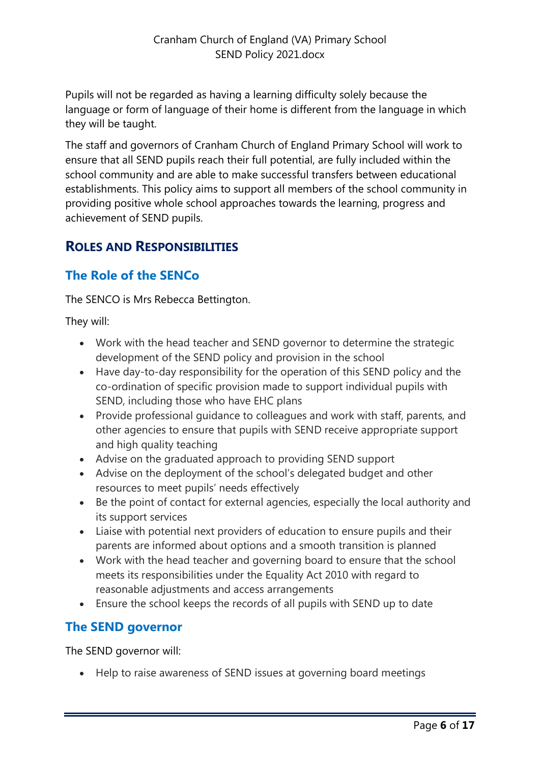Pupils will not be regarded as having a learning difficulty solely because the language or form of language of their home is different from the language in which they will be taught.

The staff and governors of Cranham Church of England Primary School will work to ensure that all SEND pupils reach their full potential, are fully included within the school community and are able to make successful transfers between educational establishments. This policy aims to support all members of the school community in providing positive whole school approaches towards the learning, progress and achievement of SEND pupils.

## Roles and Responsibilities

### The Role of the SENCo

The SENCO is Mrs Rebecca Bettington.

They will:

- Work with the head teacher and SEND governor to determine the strategic development of the SEND policy and provision in the school
- Have day-to-day responsibility for the operation of this SEND policy and the co-ordination of specific provision made to support individual pupils with SEND, including those who have EHC plans
- Provide professional guidance to colleagues and work with staff, parents, and other agencies to ensure that pupils with SEND receive appropriate support and high quality teaching
- Advise on the graduated approach to providing SEND support
- Advise on the deployment of the school's delegated budget and other resources to meet pupils' needs effectively
- Be the point of contact for external agencies, especially the local authority and its support services
- Liaise with potential next providers of education to ensure pupils and their parents are informed about options and a smooth transition is planned
- Work with the head teacher and governing board to ensure that the school meets its responsibilities under the Equality Act 2010 with regard to reasonable adjustments and access arrangements
- Ensure the school keeps the records of all pupils with SEND up to date

### The SEND governor

The SEND governor will:

- Help to raise awareness of SEND issues at governing board meetings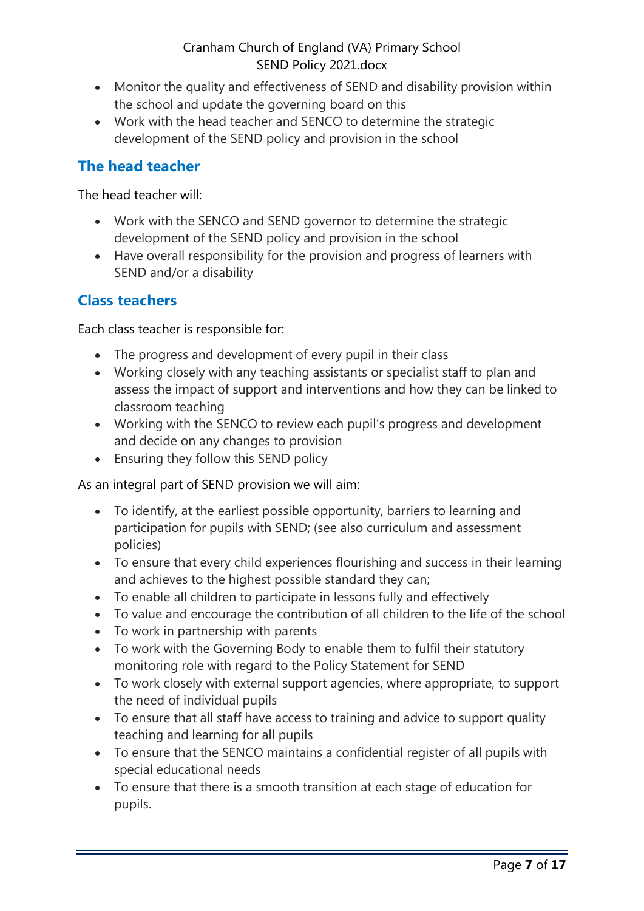- Monitor the quality and effectiveness of SEND and disability provision within the school and update the governing board on this
- Work with the head teacher and SENCO to determine the strategic development of the SEND policy and provision in the school

## The head teacher

The head teacher will:

- Work with the SENCO and SEND governor to determine the strategic development of the SEND policy and provision in the school
- Have overall responsibility for the provision and progress of learners with SEND and/or a disability

## Class teachers

Each class teacher is responsible for:

- The progress and development of every pupil in their class
- Working closely with any teaching assistants or specialist staff to plan and assess the impact of support and interventions and how they can be linked to classroom teaching
- Working with the SENCO to review each pupil's progress and development and decide on any changes to provision
- Ensuring they follow this SEND policy

As an integral part of SEND provision we will aim:

- To identify, at the earliest possible opportunity, barriers to learning and participation for pupils with SEND; (see also curriculum and assessment policies)
- To ensure that every child experiences flourishing and success in their learning and achieves to the highest possible standard they can;
- To enable all children to participate in lessons fully and effectively
- To value and encourage the contribution of all children to the life of the school
- To work in partnership with parents
- To work with the Governing Body to enable them to fulfil their statutory monitoring role with regard to the Policy Statement for SEND
- To work closely with external support agencies, where appropriate, to support the need of individual pupils
- To ensure that all staff have access to training and advice to support quality teaching and learning for all pupils
- To ensure that the SENCO maintains a confidential register of all pupils with special educational needs
- To ensure that there is a smooth transition at each stage of education for pupils.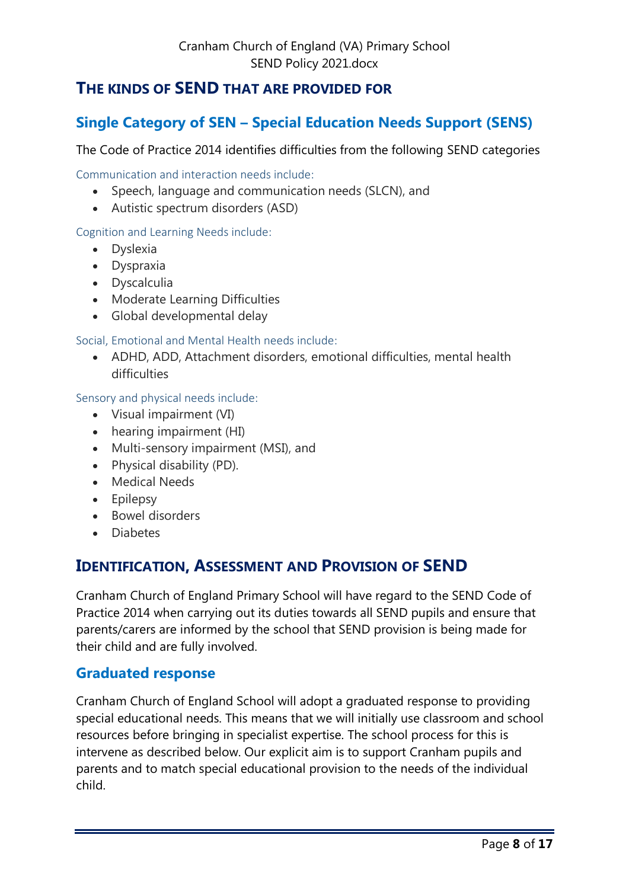## The kinds of SEND that are provided for

### Single Category of SEN – Special Education Needs Support (SENS)

The Code of Practice 2014 identifies difficulties from the following SEND categories

Communication and interaction needs include:

- Speech, language and communication needs (SLCN), and
- Autistic spectrum disorders (ASD)

Cognition and Learning Needs include:

- Dyslexia
- Dyspraxia
- Dyscalculia
- Moderate Learning Difficulties
- Global developmental delay

Social, Emotional and Mental Health needs include:

- ADHD, ADD, Attachment disorders, emotional difficulties, mental health difficulties

Sensory and physical needs include:

- Visual impairment (VI)
- hearing impairment (HI)
- Multi-sensory impairment (MSI), and
- Physical disability (PD).
- Medical Needs
- Epilepsy
- Bowel disorders
- Diabetes

## Identification, Assessment and Provision of SEND

Cranham Church of England Primary School will have regard to the SEND Code of Practice 2014 when carrying out its duties towards all SEND pupils and ensure that parents/carers are informed by the school that SEND provision is being made for their child and are fully involved.

### Graduated response

Cranham Church of England School will adopt a graduated response to providing special educational needs. This means that we will initially use classroom and school resources before bringing in specialist expertise. The school process for this is intervene as described below. Our explicit aim is to support Cranham pupils and parents and to match special educational provision to the needs of the individual child.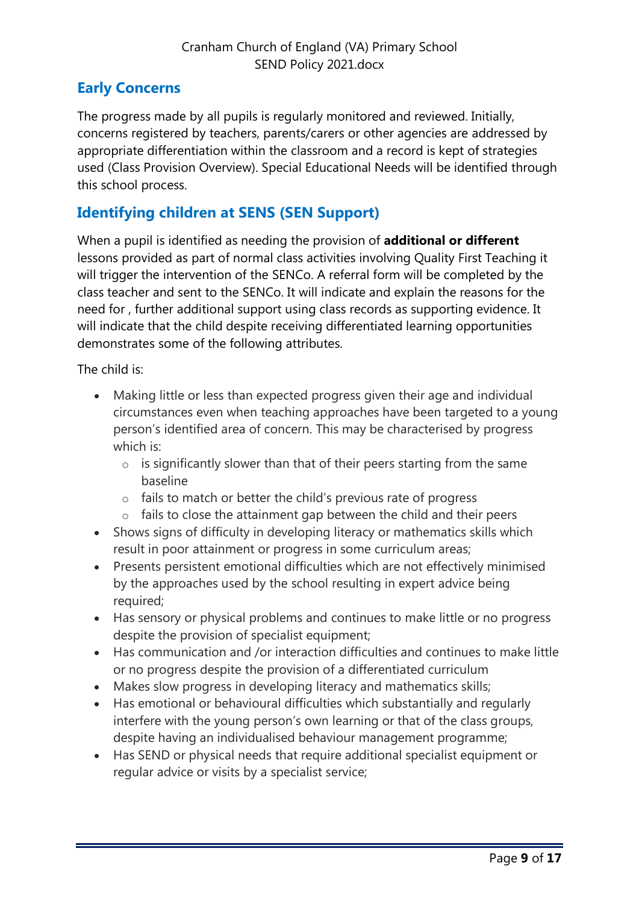## Early Concerns

The progress made by all pupils is regularly monitored and reviewed. Initially, concerns registered by teachers, parents/carers or other agencies are addressed by appropriate differentiation within the classroom and a record is kept of strategies used (Class Provision Overview). Special Educational Needs will be identified through this school process.

## Identifying children at SENS (SEN Support)

When a pupil is identified as needing the provision of **additional or different** lessons provided as part of normal class activities involving Quality First Teaching it will trigger the intervention of the SENCo. A referral form will be completed by the class teacher and sent to the SENCo. It will indicate and explain the reasons for the need for , further additional support using class records as supporting evidence. It will indicate that the child despite receiving differentiated learning opportunities demonstrates some of the following attributes.

The child is:

- Making little or less than expected progress given their age and individual circumstances even when teaching approaches have been targeted to a young person's identified area of concern. This may be characterised by progress which is:
  - is significantly slower than that of their peers starting from the same baseline
  - fails to match or better the child's previous rate of progress
  - fails to close the attainment gap between the child and their peers
- Shows signs of difficulty in developing literacy or mathematics skills which result in poor attainment or progress in some curriculum areas;
- Presents persistent emotional difficulties which are not effectively minimised by the approaches used by the school resulting in expert advice being required;
- Has sensory or physical problems and continues to make little or no progress despite the provision of specialist equipment;
- Has communication and /or interaction difficulties and continues to make little or no progress despite the provision of a differentiated curriculum
- Makes slow progress in developing literacy and mathematics skills;
- Has emotional or behavioural difficulties which substantially and regularly interfere with the young person's own learning or that of the class groups, despite having an individualised behaviour management programme;
- Has SEND or physical needs that require additional specialist equipment or regular advice or visits by a specialist service;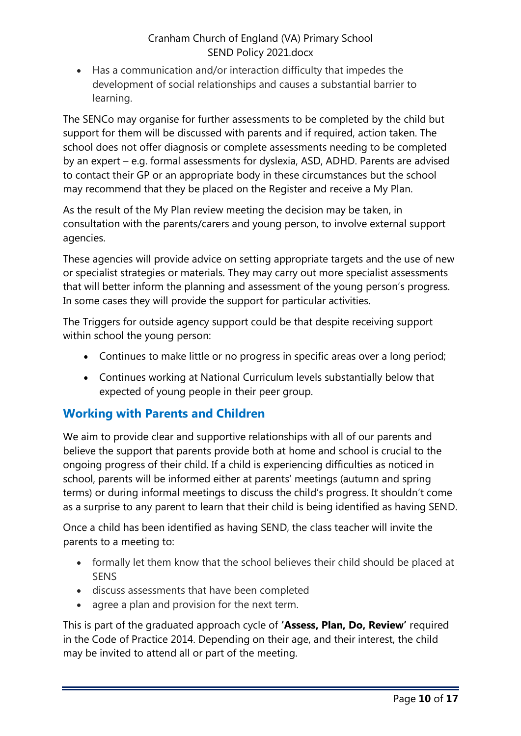- Has a communication and/or interaction difficulty that impedes the development of social relationships and causes a substantial barrier to learning.

The SENCo may organise for further assessments to be completed by the child but support for them will be discussed with parents and if required, action taken. The school does not offer diagnosis or complete assessments needing to be completed by an expert – e.g. formal assessments for dyslexia, ASD, ADHD. Parents are advised to contact their GP or an appropriate body in these circumstances but the school may recommend that they be placed on the Register and receive a My Plan.

As the result of the My Plan review meeting the decision may be taken, in consultation with the parents/carers and young person, to involve external support agencies.

These agencies will provide advice on setting appropriate targets and the use of new or specialist strategies or materials. They may carry out more specialist assessments that will better inform the planning and assessment of the young person's progress. In some cases they will provide the support for particular activities.

The Triggers for outside agency support could be that despite receiving support within school the young person:

- Continues to make little or no progress in specific areas over a long period;
- Continues working at National Curriculum levels substantially below that expected of young people in their peer group.

## Working with Parents and Children

We aim to provide clear and supportive relationships with all of our parents and believe the support that parents provide both at home and school is crucial to the ongoing progress of their child. If a child is experiencing difficulties as noticed in school, parents will be informed either at parents' meetings (autumn and spring terms) or during informal meetings to discuss the child's progress. It shouldn't come as a surprise to any parent to learn that their child is being identified as having SEND.

Once a child has been identified as having SEND, the class teacher will invite the parents to a meeting to:

- formally let them know that the school believes their child should be placed at SENS
- discuss assessments that have been completed
- agree a plan and provision for the next term.

This is part of the graduated approach cycle of **'Assess, Plan, Do, Review'** required in the Code of Practice 2014. Depending on their age, and their interest, the child may be invited to attend all or part of the meeting.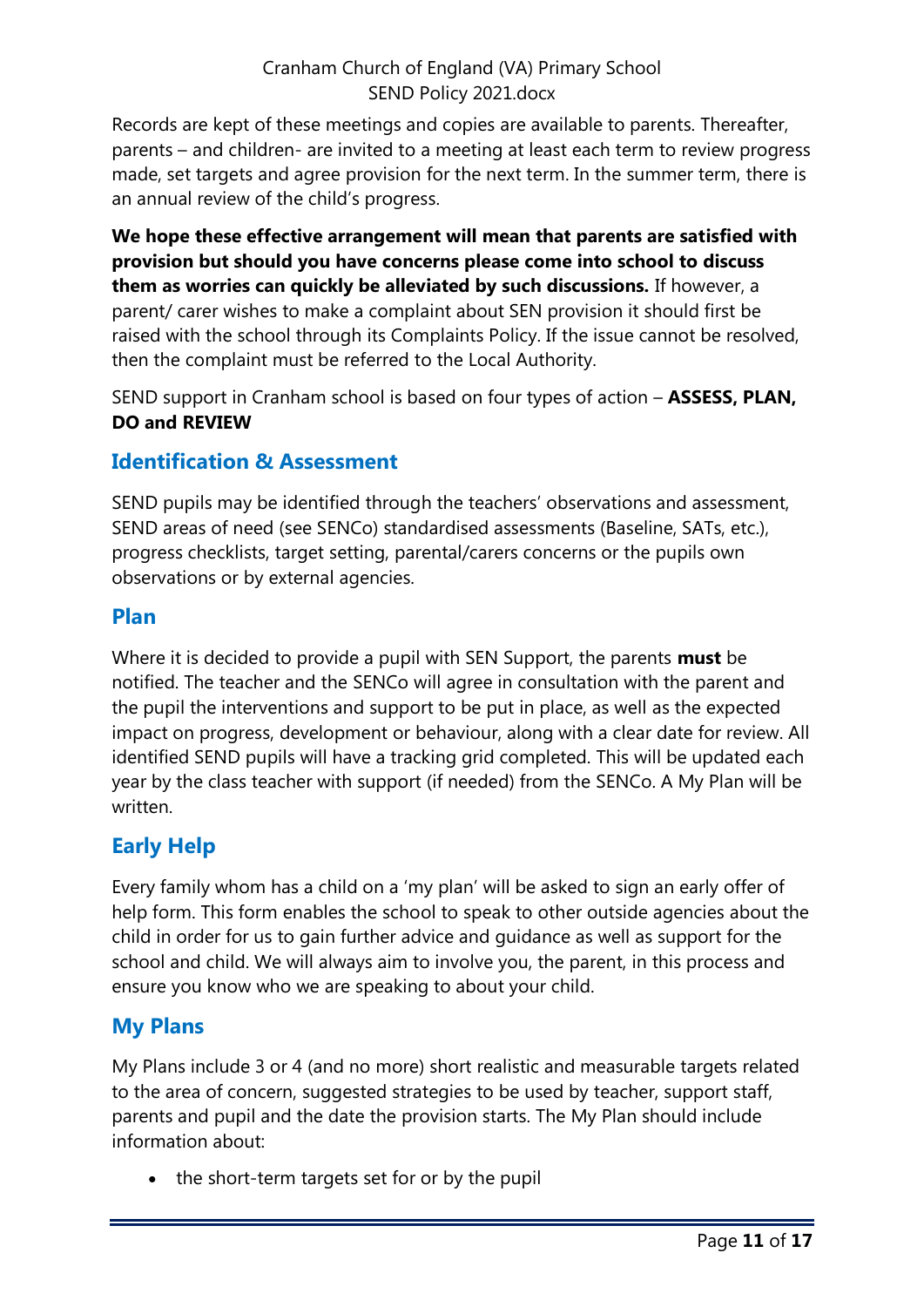Records are kept of these meetings and copies are available to parents. Thereafter, parents – and children- are invited to a meeting at least each term to review progress made, set targets and agree provision for the next term. In the summer term, there is an annual review of the child's progress.

**We hope these effective arrangement will mean that parents are satisfied with provision but should you have concerns please come into school to discuss them as worries can quickly be alleviated by such discussions.** If however, a parent/ carer wishes to make a complaint about SEN provision it should first be raised with the school through its Complaints Policy. If the issue cannot be resolved, then the complaint must be referred to the Local Authority.

SEND support in Cranham school is based on four types of action – **ASSESS, PLAN, DO and REVIEW**

## Identification & Assessment

SEND pupils may be identified through the teachers' observations and assessment, SEND areas of need (see SENCo) standardised assessments (Baseline, SATs, etc.), progress checklists, target setting, parental/carers concerns or the pupils own observations or by external agencies.

## Plan

Where it is decided to provide a pupil with SEN Support, the parents **must** be notified. The teacher and the SENCo will agree in consultation with the parent and the pupil the interventions and support to be put in place, as well as the expected impact on progress, development or behaviour, along with a clear date for review. All identified SEND pupils will have a tracking grid completed. This will be updated each year by the class teacher with support (if needed) from the SENCo. A My Plan will be written.

## Early Help

Every family whom has a child on a 'my plan' will be asked to sign an early offer of help form. This form enables the school to speak to other outside agencies about the child in order for us to gain further advice and guidance as well as support for the school and child. We will always aim to involve you, the parent, in this process and ensure you know who we are speaking to about your child.

## My Plans

My Plans include 3 or 4 (and no more) short realistic and measurable targets related to the area of concern, suggested strategies to be used by teacher, support staff, parents and pupil and the date the provision starts. The My Plan should include information about:

- the short-term targets set for or by the pupil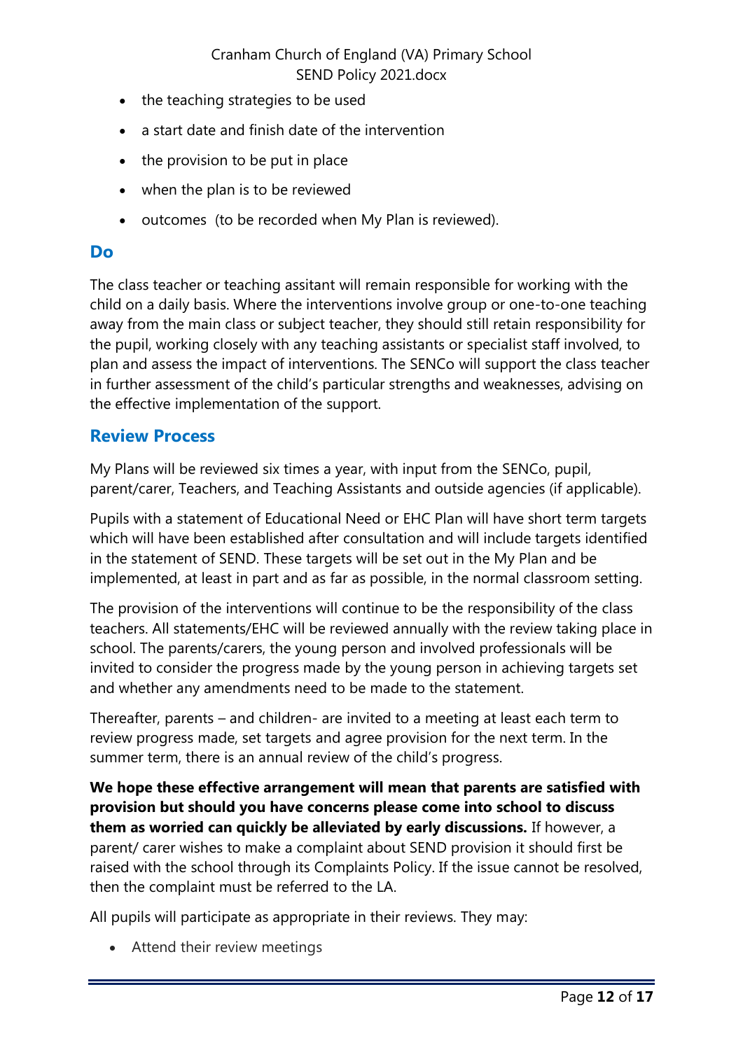- the teaching strategies to be used
- a start date and finish date of the intervention
- the provision to be put in place
- when the plan is to be reviewed
- outcomes (to be recorded when My Plan is reviewed).

## Do

The class teacher or teaching assitant will remain responsible for working with the child on a daily basis. Where the interventions involve group or one-to-one teaching away from the main class or subject teacher, they should still retain responsibility for the pupil, working closely with any teaching assistants or specialist staff involved, to plan and assess the impact of interventions. The SENCo will support the class teacher in further assessment of the child's particular strengths and weaknesses, advising on the effective implementation of the support.

## Review Process

My Plans will be reviewed six times a year, with input from the SENCo, pupil, parent/carer, Teachers, and Teaching Assistants and outside agencies (if applicable).

Pupils with a statement of Educational Need or EHC Plan will have short term targets which will have been established after consultation and will include targets identified in the statement of SEND. These targets will be set out in the My Plan and be implemented, at least in part and as far as possible, in the normal classroom setting.

The provision of the interventions will continue to be the responsibility of the class teachers. All statements/EHC will be reviewed annually with the review taking place in school. The parents/carers, the young person and involved professionals will be invited to consider the progress made by the young person in achieving targets set and whether any amendments need to be made to the statement.

Thereafter, parents – and children- are invited to a meeting at least each term to review progress made, set targets and agree provision for the next term. In the summer term, there is an annual review of the child's progress.

**We hope these effective arrangement will mean that parents are satisfied with provision but should you have concerns please come into school to discuss them as worried can quickly be alleviated by early discussions.** If however, a parent/ carer wishes to make a complaint about SEND provision it should first be raised with the school through its Complaints Policy. If the issue cannot be resolved, then the complaint must be referred to the LA.

All pupils will participate as appropriate in their reviews. They may:

- Attend their review meetings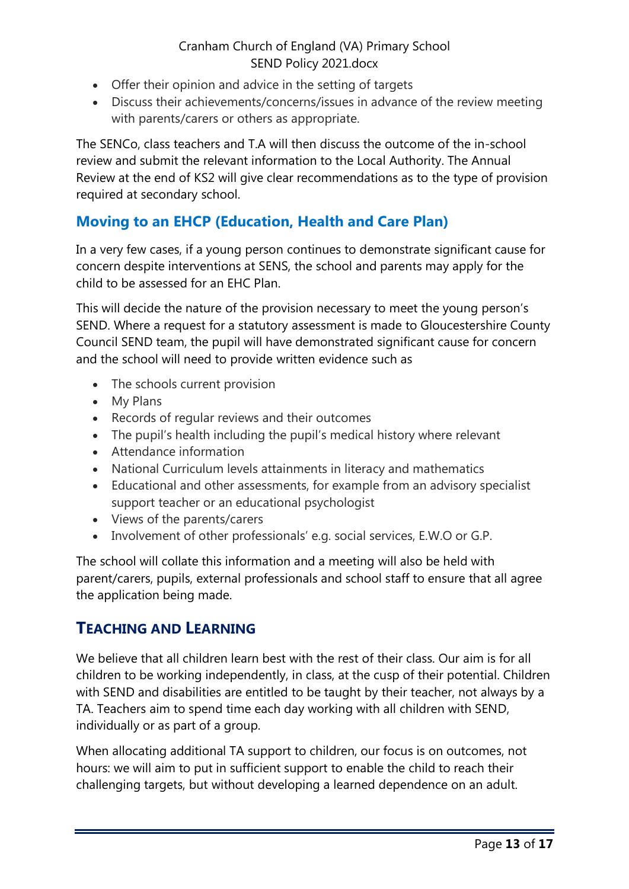- Offer their opinion and advice in the setting of targets
- Discuss their achievements/concerns/issues in advance of the review meeting with parents/carers or others as appropriate.

The SENCo, class teachers and T.A will then discuss the outcome of the in-school review and submit the relevant information to the Local Authority. The Annual Review at the end of KS2 will give clear recommendations as to the type of provision required at secondary school.

## Moving to an EHCP (Education, Health and Care Plan)

In a very few cases, if a young person continues to demonstrate significant cause for concern despite interventions at SENS, the school and parents may apply for the child to be assessed for an EHC Plan.

This will decide the nature of the provision necessary to meet the young person's SEND. Where a request for a statutory assessment is made to Gloucestershire County Council SEND team, the pupil will have demonstrated significant cause for concern and the school will need to provide written evidence such as

- The schools current provision
- My Plans
- Records of regular reviews and their outcomes
- The pupil's health including the pupil's medical history where relevant
- Attendance information
- National Curriculum levels attainments in literacy and mathematics
- Educational and other assessments, for example from an advisory specialist support teacher or an educational psychologist
- Views of the parents/carers
- Involvement of other professionals' e.g. social services, E.W.O or G.P.

The school will collate this information and a meeting will also be held with parent/carers, pupils, external professionals and school staff to ensure that all agree the application being made.

## TEACHING AND LEARNING

We believe that all children learn best with the rest of their class. Our aim is for all children to be working independently, in class, at the cusp of their potential. Children with SEND and disabilities are entitled to be taught by their teacher, not always by a TA. Teachers aim to spend time each day working with all children with SEND, individually or as part of a group.

When allocating additional TA support to children, our focus is on outcomes, not hours: we will aim to put in sufficient support to enable the child to reach their challenging targets, but without developing a learned dependence on an adult.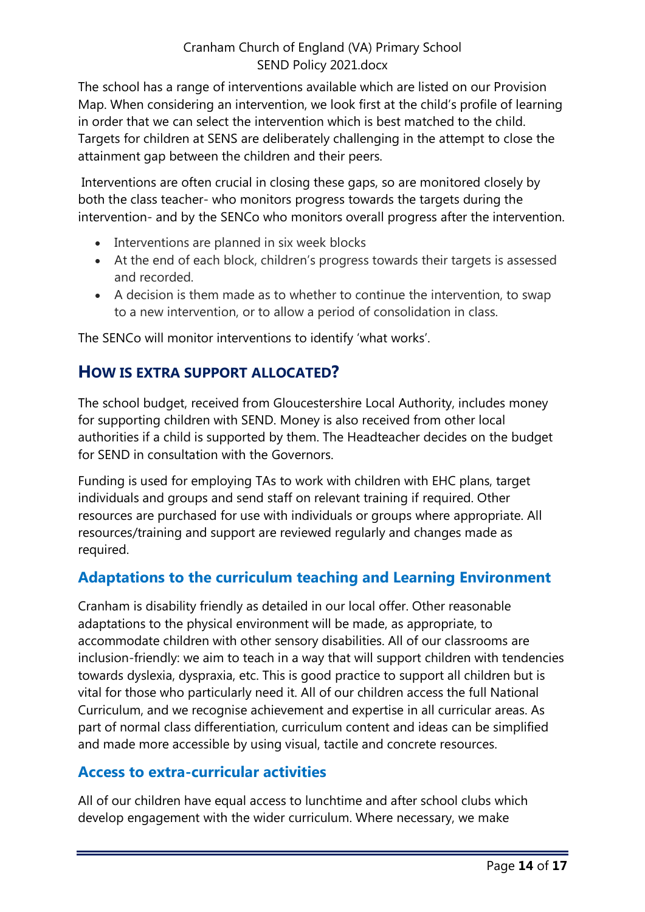The school has a range of interventions available which are listed on our Provision Map. When considering an intervention, we look first at the child's profile of learning in order that we can select the intervention which is best matched to the child. Targets for children at SENS are deliberately challenging in the attempt to close the attainment gap between the children and their peers.

Interventions are often crucial in closing these gaps, so are monitored closely by both the class teacher- who monitors progress towards the targets during the intervention- and by the SENCo who monitors overall progress after the intervention.

- Interventions are planned in six week blocks
- At the end of each block, children's progress towards their targets is assessed and recorded.
- A decision is them made as to whether to continue the intervention, to swap to a new intervention, or to allow a period of consolidation in class.

The SENCo will monitor interventions to identify 'what works'.

## HOW IS EXTRA SUPPORT ALLOCATED?

The school budget, received from Gloucestershire Local Authority, includes money for supporting children with SEND. Money is also received from other local authorities if a child is supported by them. The Headteacher decides on the budget for SEND in consultation with the Governors.

Funding is used for employing TAs to work with children with EHC plans, target individuals and groups and send staff on relevant training if required. Other resources are purchased for use with individuals or groups where appropriate. All resources/training and support are reviewed regularly and changes made as required.

### Adaptations to the curriculum teaching and Learning Environment

Cranham is disability friendly as detailed in our local offer. Other reasonable adaptations to the physical environment will be made, as appropriate, to accommodate children with other sensory disabilities. All of our classrooms are inclusion-friendly: we aim to teach in a way that will support children with tendencies towards dyslexia, dyspraxia, etc. This is good practice to support all children but is vital for those who particularly need it. All of our children access the full National Curriculum, and we recognise achievement and expertise in all curricular areas. As part of normal class differentiation, curriculum content and ideas can be simplified and made more accessible by using visual, tactile and concrete resources.

### Access to extra-curricular activities

All of our children have equal access to lunchtime and after school clubs which develop engagement with the wider curriculum. Where necessary, we make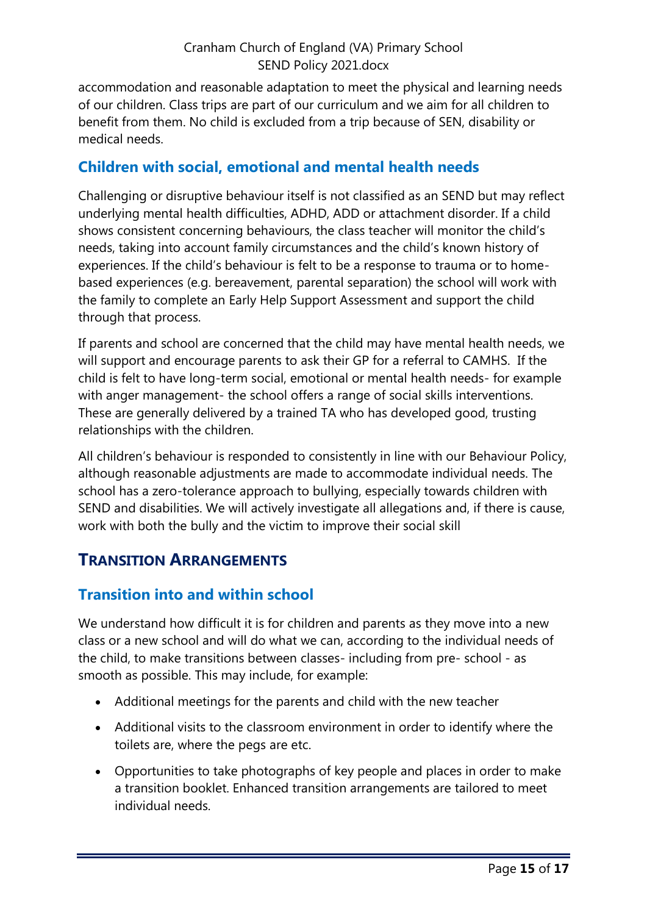accommodation and reasonable adaptation to meet the physical and learning needs of our children. Class trips are part of our curriculum and we aim for all children to benefit from them. No child is excluded from a trip because of SEN, disability or medical needs.

### Children with social, emotional and mental health needs

Challenging or disruptive behaviour itself is not classified as an SEND but may reflect underlying mental health difficulties, ADHD, ADD or attachment disorder. If a child shows consistent concerning behaviours, the class teacher will monitor the child's needs, taking into account family circumstances and the child's known history of experiences. If the child's behaviour is felt to be a response to trauma or to home-based experiences (e.g. bereavement, parental separation) the school will work with the family to complete an Early Help Support Assessment and support the child through that process.

If parents and school are concerned that the child may have mental health needs, we will support and encourage parents to ask their GP for a referral to CAMHS. If the child is felt to have long-term social, emotional or mental health needs- for example with anger management- the school offers a range of social skills interventions. These are generally delivered by a trained TA who has developed good, trusting relationships with the children.

All children's behaviour is responded to consistently in line with our Behaviour Policy, although reasonable adjustments are made to accommodate individual needs. The school has a zero-tolerance approach to bullying, especially towards children with SEND and disabilities. We will actively investigate all allegations and, if there is cause, work with both the bully and the victim to improve their social skill

## Transition Arrangements

### Transition into and within school

We understand how difficult it is for children and parents as they move into a new class or a new school and will do what we can, according to the individual needs of the child, to make transitions between classes- including from pre- school - as smooth as possible. This may include, for example:

- Additional meetings for the parents and child with the new teacher
- Additional visits to the classroom environment in order to identify where the toilets are, where the pegs are etc.
- Opportunities to take photographs of key people and places in order to make a transition booklet. Enhanced transition arrangements are tailored to meet individual needs.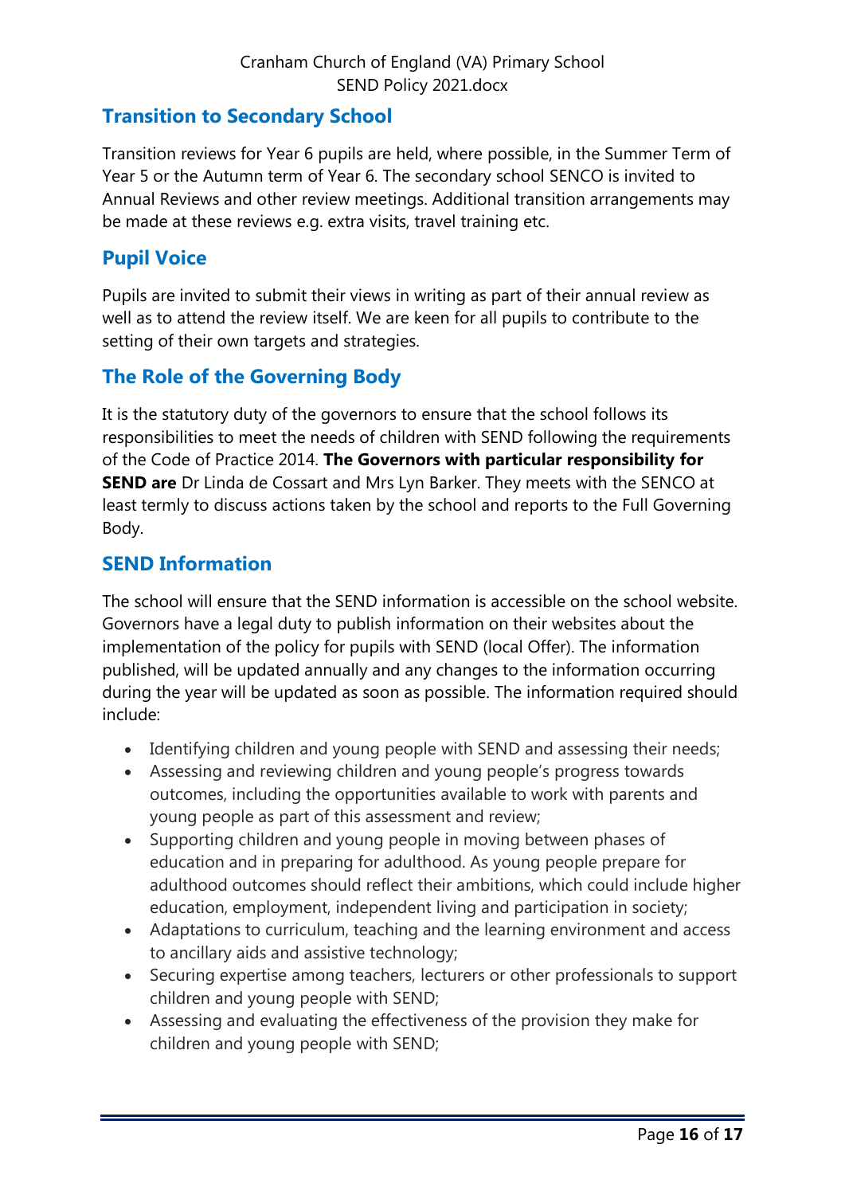## Transition to Secondary School

Transition reviews for Year 6 pupils are held, where possible, in the Summer Term of Year 5 or the Autumn term of Year 6. The secondary school SENCO is invited to Annual Reviews and other review meetings. Additional transition arrangements may be made at these reviews e.g. extra visits, travel training etc.

## Pupil Voice

Pupils are invited to submit their views in writing as part of their annual review as well as to attend the review itself. We are keen for all pupils to contribute to the setting of their own targets and strategies.

## The Role of the Governing Body

It is the statutory duty of the governors to ensure that the school follows its responsibilities to meet the needs of children with SEND following the requirements of the Code of Practice 2014. **The Governors with particular responsibility for SEND are** Dr Linda de Cossart and Mrs Lyn Barker. They meets with the SENCO at least termly to discuss actions taken by the school and reports to the Full Governing Body.

## SEND Information

The school will ensure that the SEND information is accessible on the school website. Governors have a legal duty to publish information on their websites about the implementation of the policy for pupils with SEND (local Offer). The information published, will be updated annually and any changes to the information occurring during the year will be updated as soon as possible. The information required should include:

- Identifying children and young people with SEND and assessing their needs;
- Assessing and reviewing children and young people's progress towards outcomes, including the opportunities available to work with parents and young people as part of this assessment and review;
- Supporting children and young people in moving between phases of education and in preparing for adulthood. As young people prepare for adulthood outcomes should reflect their ambitions, which could include higher education, employment, independent living and participation in society;
- Adaptations to curriculum, teaching and the learning environment and access to ancillary aids and assistive technology;
- Securing expertise among teachers, lecturers or other professionals to support children and young people with SEND;
- Assessing and evaluating the effectiveness of the provision they make for children and young people with SEND;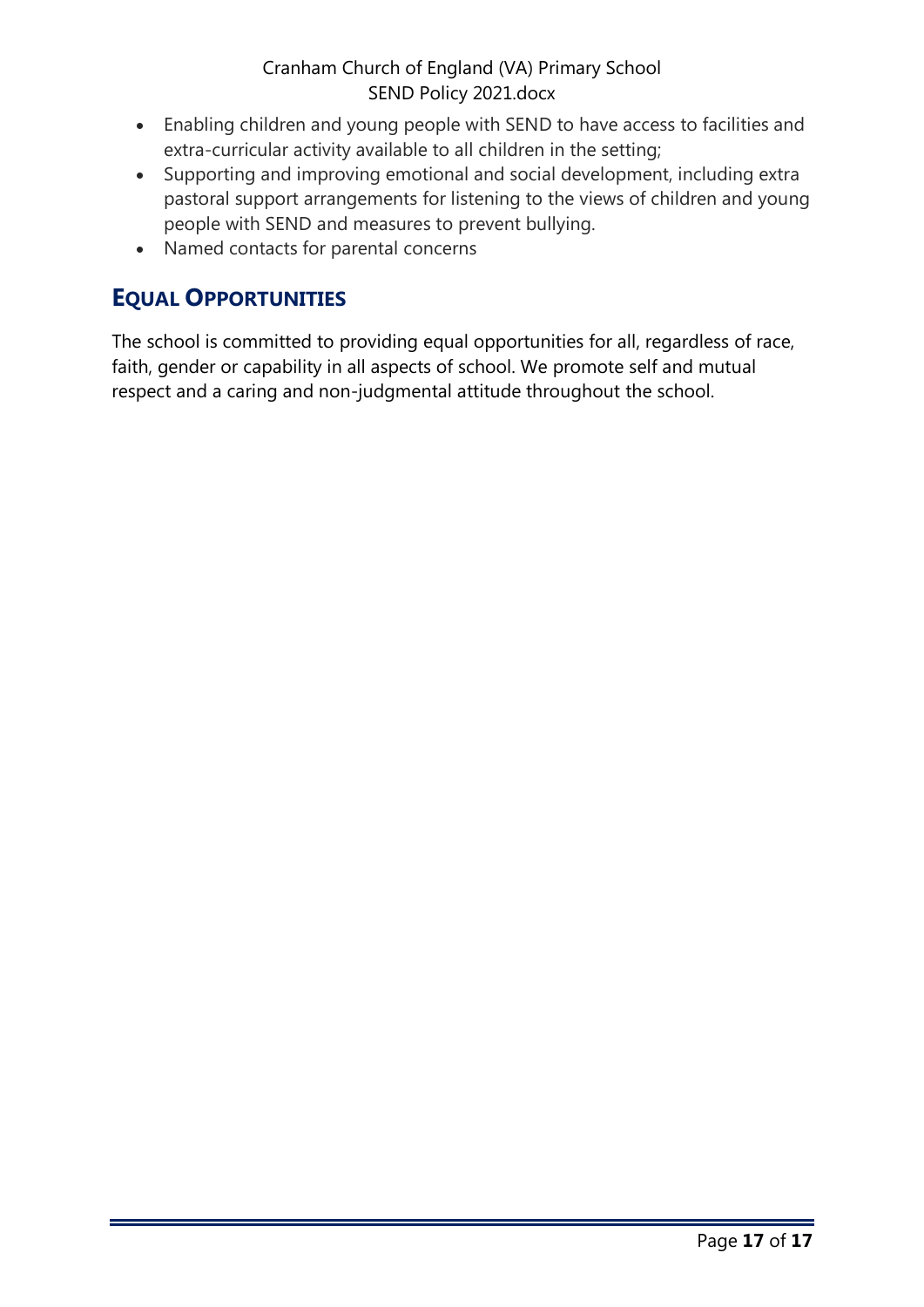- Enabling children and young people with SEND to have access to facilities and extra-curricular activity available to all children in the setting;
- Supporting and improving emotional and social development, including extra pastoral support arrangements for listening to the views of children and young people with SEND and measures to prevent bullying.
- Named contacts for parental concerns

## EQUAL OPPORTUNITIES

The school is committed to providing equal opportunities for all, regardless of race, faith, gender or capability in all aspects of school. We promote self and mutual respect and a caring and non-judgmental attitude throughout the school.